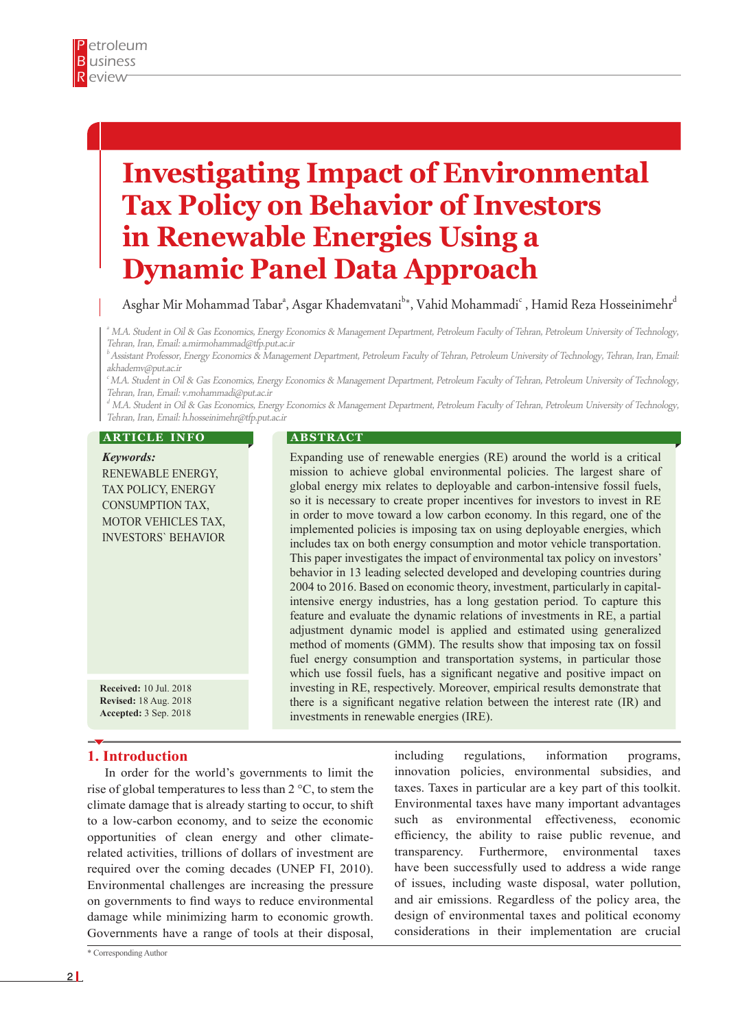# Investigating Impact of Environmental Tax Policy on Behavior of Investors in Renewable Energies Using a Dynamic Panel Data Approach

Asghar Mir Mohammad Tabar[a], Asgar Khademvatani[b*], Vahid Mohammadi[c], Hamid Reza Hosseinimehr[d]

[a] M.A. Student in Oil & Gas Economics, Energy Economics & Management Department, Petroleum Faculty of Tehran, Petroleum University of Technology, Tehran, Iran, Email: a.mirmohammad@tfp.put.ac.ir

[b] Assistant Professor, Energy Economics & Management Department, Petroleum Faculty of Tehran, Petroleum University of Technology, Tehran, Iran, Email: akhademv@put.ac.ir

[c] M.A. Student in Oil & Gas Economics, Energy Economics & Management Department, Petroleum Faculty of Tehran, Petroleum University of Technology, Tehran, Iran, Email: v.mohammadi@put.ac.ir

[d] M.A. Student in Oil & Gas Economics, Energy Economics & Management Department, Petroleum Faculty of Tehran, Petroleum University of Technology, Tehran, Iran, Email: h.hosseinimehr@tfp.put.ac.ir

## ARTICLE INFO

***Keywords:***
RENEWABLE ENERGY, TAX POLICY, ENERGY CONSUMPTION TAX, MOTOR VEHICLES TAX, INVESTORS` BEHAVIOR

**Received:** 10 Jul. 2018
**Revised:** 18 Aug. 2018
**Accepted:** 3 Sep. 2018

## ABSTRACT

Expanding use of renewable energies (RE) around the world is a critical mission to achieve global environmental policies. The largest share of global energy mix relates to deployable and carbon-intensive fossil fuels, so it is necessary to create proper incentives for investors to invest in RE in order to move toward a low carbon economy. In this regard, one of the implemented policies is imposing tax on using deployable energies, which includes tax on both energy consumption and motor vehicle transportation. This paper investigates the impact of environmental tax policy on investors' behavior in 13 leading selected developed and developing countries during 2004 to 2016. Based on economic theory, investment, particularly in capital-intensive energy industries, has a long gestation period. To capture this feature and evaluate the dynamic relations of investments in RE, a partial adjustment dynamic model is applied and estimated using generalized method of moments (GMM). The results show that imposing tax on fossil fuel energy consumption and transportation systems, in particular those which use fossil fuels, has a significant negative and positive impact on investing in RE, respectively. Moreover, empirical results demonstrate that there is a significant negative relation between the interest rate (IR) and investments in renewable energies (IRE).

## 1. Introduction

In order for the world's governments to limit the rise of global temperatures to less than 2 °C, to stem the climate damage that is already starting to occur, to shift to a low-carbon economy, and to seize the economic opportunities of clean energy and other climate-related activities, trillions of dollars of investment are required over the coming decades (UNEP FI, 2010). Environmental challenges are increasing the pressure on governments to find ways to reduce environmental damage while minimizing harm to economic growth. Governments have a range of tools at their disposal, including regulations, information programs, innovation policies, environmental subsidies, and taxes. Taxes in particular are a key part of this toolkit. Environmental taxes have many important advantages such as environmental effectiveness, economic efficiency, the ability to raise public revenue, and transparency. Furthermore, environmental taxes have been successfully used to address a wide range of issues, including waste disposal, water pollution, and air emissions. Regardless of the policy area, the design of environmental taxes and political economy considerations in their implementation are crucial

\* Corresponding Author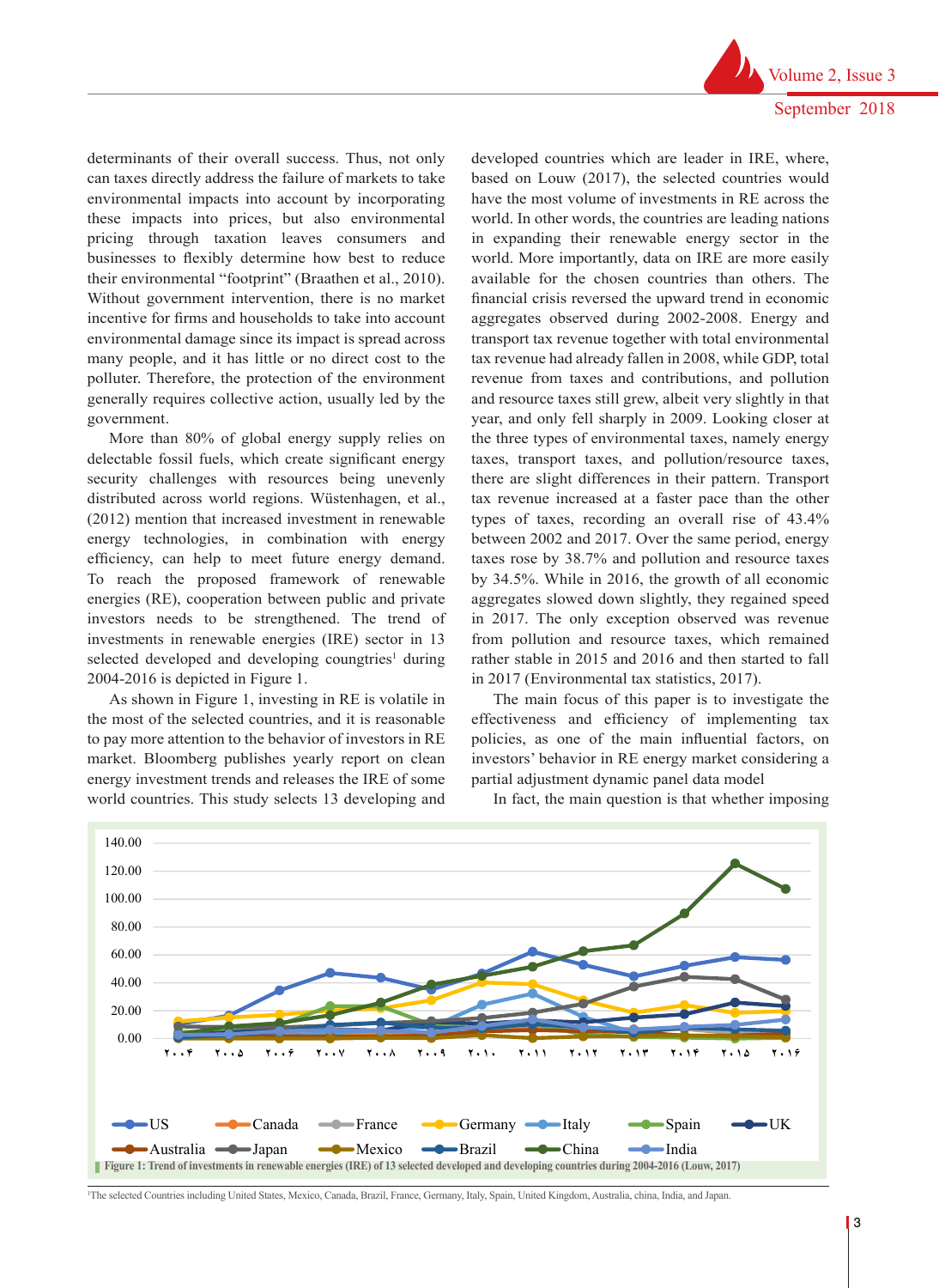determinants of their overall success. Thus, not only can taxes directly address the failure of markets to take environmental impacts into account by incorporating these impacts into prices, but also environmental pricing through taxation leaves consumers and businesses to flexibly determine how best to reduce their environmental "footprint" (Braathen et al., 2010). Without government intervention, there is no market incentive for firms and households to take into account environmental damage since its impact is spread across many people, and it has little or no direct cost to the polluter. Therefore, the protection of the environment generally requires collective action, usually led by the government.

More than 80% of global energy supply relies on delectable fossil fuels, which create significant energy security challenges with resources being unevenly distributed across world regions. Wüstenhagen, et al., (2012) mention that increased investment in renewable energy technologies, in combination with energy efficiency, can help to meet future energy demand. To reach the proposed framework of renewable energies (RE), cooperation between public and private investors needs to be strengthened. The trend of investments in renewable energies (IRE) sector in 13 selected developed and developing cougntries[1] during 2004-2016 is depicted in Figure 1.

As shown in Figure 1, investing in RE is volatile in the most of the selected countries, and it is reasonable to pay more attention to the behavior of investors in RE market. Bloomberg publishes yearly report on clean energy investment trends and releases the IRE of some world countries. This study selects 13 developing and developed countries which are leader in IRE, where, based on Louw (2017), the selected countries would have the most volume of investments in RE across the world. In other words, the countries are leading nations in expanding their renewable energy sector in the world. More importantly, data on IRE are more easily available for the chosen countries than others. The financial crisis reversed the upward trend in economic aggregates observed during 2002-2008. Energy and transport tax revenue together with total environmental tax revenue had already fallen in 2008, while GDP, total revenue from taxes and contributions, and pollution and resource taxes still grew, albeit very slightly in that year, and only fell sharply in 2009. Looking closer at the three types of environmental taxes, namely energy taxes, transport taxes, and pollution/resource taxes, there are slight differences in their pattern. Transport tax revenue increased at a faster pace than the other types of taxes, recording an overall rise of 43.4% between 2002 and 2017. Over the same period, energy taxes rose by 38.7% and pollution and resource taxes by 34.5%. While in 2016, the growth of all economic aggregates slowed down slightly, they regained speed in 2017. The only exception observed was revenue from pollution and resource taxes, which remained rather stable in 2015 and 2016 and then started to fall in 2017 (Environmental tax statistics, 2017).

The main focus of this paper is to investigate the effectiveness and efficiency of implementing tax policies, as one of the main influential factors, on investors' behavior in RE energy market considering a partial adjustment dynamic panel data model

In fact, the main question is that whether imposing

Figure 1: Trend of investments in renewable energies (IRE) of 13 selected developed and developing countries during 2004-2016 (Louw, 2017)

[1]The selected Countries including United States, Mexico, Canada, Brazil, France, Germany, Italy, Spain, United Kingdom, Australia, china, India, and Japan.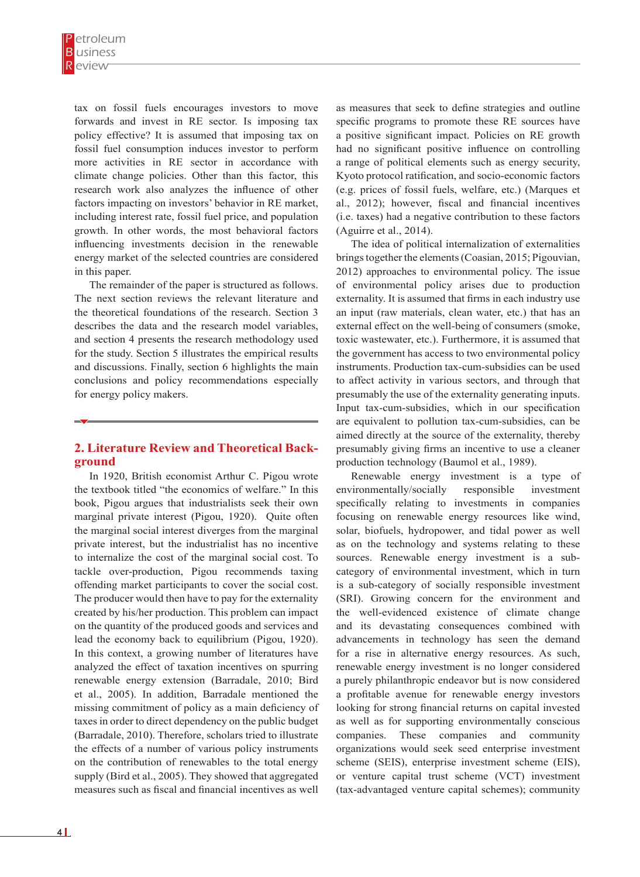tax on fossil fuels encourages investors to move forwards and invest in RE sector. Is imposing tax policy effective? It is assumed that imposing tax on fossil fuel consumption induces investor to perform more activities in RE sector in accordance with climate change policies. Other than this factor, this research work also analyzes the influence of other factors impacting on investors' behavior in RE market, including interest rate, fossil fuel price, and population growth. In other words, the most behavioral factors influencing investments decision in the renewable energy market of the selected countries are considered in this paper.

The remainder of the paper is structured as follows. The next section reviews the relevant literature and the theoretical foundations of the research. Section 3 describes the data and the research model variables, and section 4 presents the research methodology used for the study. Section 5 illustrates the empirical results and discussions. Finally, section 6 highlights the main conclusions and policy recommendations especially for energy policy makers.

## 2. Literature Review and Theoretical Background

In 1920, British economist Arthur C. Pigou wrote the textbook titled "the economics of welfare." In this book, Pigou argues that industrialists seek their own marginal private interest (Pigou, 1920). Quite often the marginal social interest diverges from the marginal private interest, but the industrialist has no incentive to internalize the cost of the marginal social cost. To tackle over-production, Pigou recommends taxing offending market participants to cover the social cost. The producer would then have to pay for the externality created by his/her production. This problem can impact on the quantity of the produced goods and services and lead the economy back to equilibrium (Pigou, 1920). In this context, a growing number of literatures have analyzed the effect of taxation incentives on spurring renewable energy extension (Barradale, 2010; Bird et al., 2005). In addition, Barradale mentioned the missing commitment of policy as a main deficiency of taxes in order to direct dependency on the public budget (Barradale, 2010). Therefore, scholars tried to illustrate the effects of a number of various policy instruments on the contribution of renewables to the total energy supply (Bird et al., 2005). They showed that aggregated measures such as fiscal and financial incentives as well as measures that seek to define strategies and outline specific programs to promote these RE sources have a positive significant impact. Policies on RE growth had no significant positive influence on controlling a range of political elements such as energy security, Kyoto protocol ratification, and socio-economic factors (e.g. prices of fossil fuels, welfare, etc.) (Marques et al., 2012); however, fiscal and financial incentives (i.e. taxes) had a negative contribution to these factors (Aguirre et al., 2014).

The idea of political internalization of externalities brings together the elements (Coasian, 2015; Pigouvian, 2012) approaches to environmental policy. The issue of environmental policy arises due to production externality. It is assumed that firms in each industry use an input (raw materials, clean water, etc.) that has an external effect on the well-being of consumers (smoke, toxic wastewater, etc.). Furthermore, it is assumed that the government has access to two environmental policy instruments. Production tax-cum-subsidies can be used to affect activity in various sectors, and through that presumably the use of the externality generating inputs. Input tax-cum-subsidies, which in our specification are equivalent to pollution tax-cum-subsidies, can be aimed directly at the source of the externality, thereby presumably giving firms an incentive to use a cleaner production technology (Baumol et al., 1989).

Renewable energy investment is a type of environmentally/socially responsible investment specifically relating to investments in companies focusing on renewable energy resources like wind, solar, biofuels, hydropower, and tidal power as well as on the technology and systems relating to these sources. Renewable energy investment is a sub-category of environmental investment, which in turn is a sub-category of socially responsible investment (SRI). Growing concern for the environment and the well-evidenced existence of climate change and its devastating consequences combined with advancements in technology has seen the demand for a rise in alternative energy resources. As such, renewable energy investment is no longer considered a purely philanthropic endeavor but is now considered a profitable avenue for renewable energy investors looking for strong financial returns on capital invested as well as for supporting environmentally conscious companies. These companies and community organizations would seek seed enterprise investment scheme (SEIS), enterprise investment scheme (EIS), or venture capital trust scheme (VCT) investment (tax-advantaged venture capital schemes); community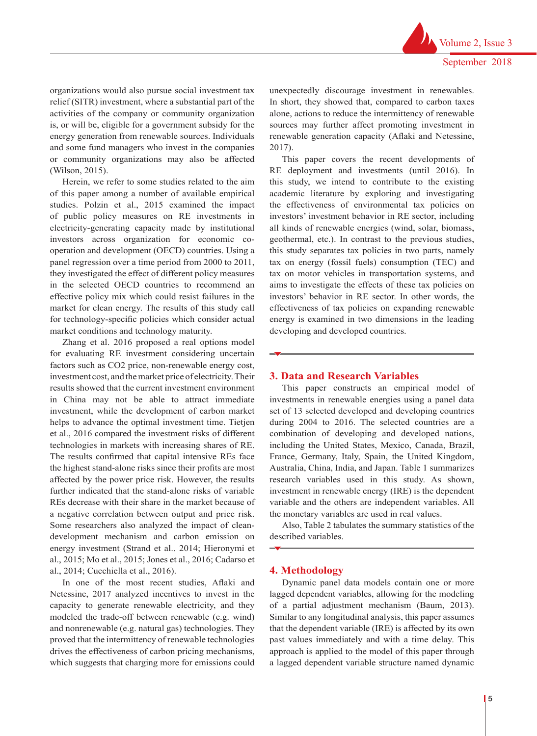organizations would also pursue social investment tax relief (SITR) investment, where a substantial part of the activities of the company or community organization is, or will be, eligible for a government subsidy for the energy generation from renewable sources. Individuals and some fund managers who invest in the companies or community organizations may also be affected (Wilson, 2015).

Herein, we refer to some studies related to the aim of this paper among a number of available empirical studies. Polzin et al., 2015 examined the impact of public policy measures on RE investments in electricity-generating capacity made by institutional investors across organization for economic co-operation and development (OECD) countries. Using a panel regression over a time period from 2000 to 2011, they investigated the effect of different policy measures in the selected OECD countries to recommend an effective policy mix which could resist failures in the market for clean energy. The results of this study call for technology-specific policies which consider actual market conditions and technology maturity.

Zhang et al. 2016 proposed a real options model for evaluating RE investment considering uncertain factors such as CO2 price, non-renewable energy cost, investment cost, and the market price of electricity. Their results showed that the current investment environment in China may not be able to attract immediate investment, while the development of carbon market helps to advance the optimal investment time. Tietjen et al., 2016 compared the investment risks of different technologies in markets with increasing shares of RE. The results confirmed that capital intensive REs face the highest stand-alone risks since their profits are most affected by the power price risk. However, the results further indicated that the stand-alone risks of variable REs decrease with their share in the market because of a negative correlation between output and price risk. Some researchers also analyzed the impact of clean-development mechanism and carbon emission on energy investment (Strand et al.. 2014; Hieronymi et al., 2015; Mo et al., 2015; Jones et al., 2016; Cadarso et al., 2014; Cucchiella et al., 2016).

In one of the most recent studies, Aflaki and Netessine, 2017 analyzed incentives to invest in the capacity to generate renewable electricity, and they modeled the trade-off between renewable (e.g. wind) and nonrenewable (e.g. natural gas) technologies. They proved that the intermittency of renewable technologies drives the effectiveness of carbon pricing mechanisms, which suggests that charging more for emissions could unexpectedly discourage investment in renewables. In short, they showed that, compared to carbon taxes alone, actions to reduce the intermittency of renewable sources may further affect promoting investment in renewable generation capacity (Aflaki and Netessine, 2017).

This paper covers the recent developments of RE deployment and investments (until 2016). In this study, we intend to contribute to the existing academic literature by exploring and investigating the effectiveness of environmental tax policies on investors' investment behavior in RE sector, including all kinds of renewable energies (wind, solar, biomass, geothermal, etc.). In contrast to the previous studies, this study separates tax policies in two parts, namely tax on energy (fossil fuels) consumption (TEC) and tax on motor vehicles in transportation systems, and aims to investigate the effects of these tax policies on investors' behavior in RE sector. In other words, the effectiveness of tax policies on expanding renewable energy is examined in two dimensions in the leading developing and developed countries.

## 3. Data and Research Variables

This paper constructs an empirical model of investments in renewable energies using a panel data set of 13 selected developed and developing countries during 2004 to 2016. The selected countries are a combination of developing and developed nations, including the United States, Mexico, Canada, Brazil, France, Germany, Italy, Spain, the United Kingdom, Australia, China, India, and Japan. Table 1 summarizes research variables used in this study. As shown, investment in renewable energy (IRE) is the dependent variable and the others are independent variables. All the monetary variables are used in real values.

Also, Table 2 tabulates the summary statistics of the described variables.

## 4. Methodology

Dynamic panel data models contain one or more lagged dependent variables, allowing for the modeling of a partial adjustment mechanism (Baum, 2013). Similar to any longitudinal analysis, this paper assumes that the dependent variable (IRE) is affected by its own past values immediately and with a time delay. This approach is applied to the model of this paper through a lagged dependent variable structure named dynamic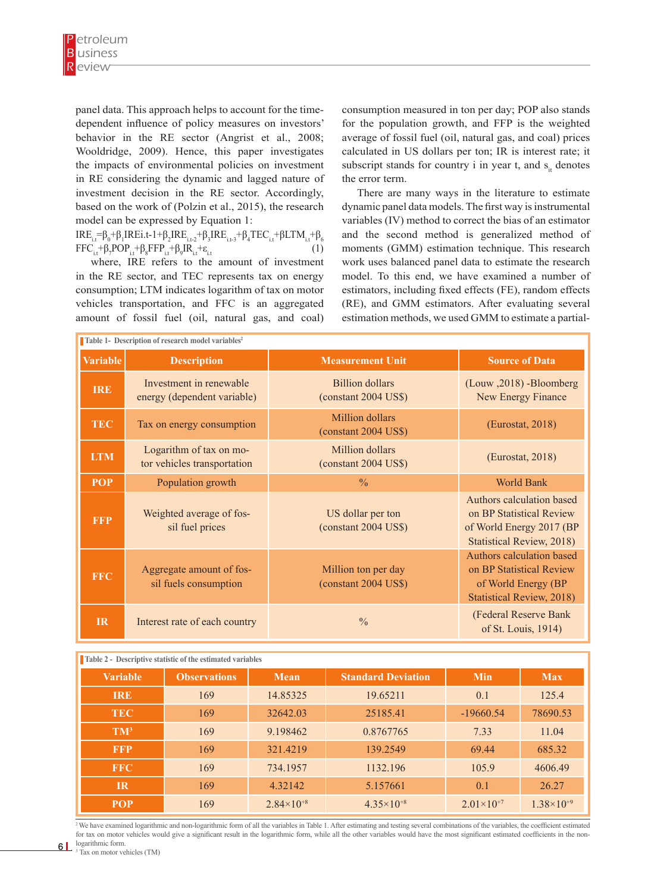panel data. This approach helps to account for the time-dependent influence of policy measures on investors' behavior in the RE sector (Angrist et al., 2008; Wooldridge, 2009). Hence, this paper investigates the impacts of environmental policies on investment in RE considering the dynamic and lagged nature of investment decision in the RE sector. Accordingly, based on the work of (Polzin et al., 2015), the research model can be expressed by Equation 1:

$$IRE_{i,t}=\beta_0+\beta_1 IRE_{i,t-1}+\beta_2 IRE_{i,t-2}+\beta_3 IRE_{i,t-3}+\beta_4 TEC_{i,t}+\beta LTM_{i,t}+\beta_6 FFC_{i,t}+\beta_7 POP_{i,t}+\beta_8 FFP_{i,t}+\beta_9 IR_{i,t}+\varepsilon_{i,t} \quad (1)$$

where, IRE refers to the amount of investment in the RE sector, and TEC represents tax on energy consumption; LTM indicates logarithm of tax on motor vehicles transportation, and FFC is an aggregated amount of fossil fuel (oil, natural gas, and coal) consumption measured in ton per day; POP also stands for the population growth, and FFP is the weighted average of fossil fuel (oil, natural gas, and coal) prices calculated in US dollars per ton; IR is interest rate; it subscript stands for country i in year t, and $s_{it}$ denotes the error term.

There are many ways in the literature to estimate dynamic panel data models. The first way is instrumental variables (IV) method to correct the bias of an estimator and the second method is generalized method of moments (GMM) estimation technique. This research work uses balanced panel data to estimate the research model. To this end, we have examined a number of estimators, including fixed effects (FE), random effects (RE), and GMM estimators. After evaluating several estimation methods, we used GMM to estimate a partial-

**Table 1- Description of research model variables**[2]

| Variable | Description | Measurement Unit | Source of Data |
|---|---|---|---|
| IRE | Investment in renewable energy (dependent variable) | Billion dollars (constant 2004 US$) | (Louw ,2018) -Bloomberg New Energy Finance |
| TEC | Tax on energy consumption | Million dollars (constant 2004 US$) | (Eurostat, 2018) |
| LTM | Logarithm of tax on motor vehicles transportation | Million dollars (constant 2004 US$) | (Eurostat, 2018) |
| POP | Population growth | % | World Bank |
| FFP | Weighted average of fossil fuel prices | US dollar per ton (constant 2004 US$) | Authors calculation based on BP Statistical Review of World Energy 2017 (BP Statistical Review, 2018) |
| FFC | Aggregate amount of fossil fuels consumption | Million ton per day (constant 2004 US$) | Authors calculation based on BP Statistical Review of World Energy (BP Statistical Review, 2018) |
| IR | Interest rate of each country | % | (Federal Reserve Bank of St. Louis, 1914) |

**Table 2 - Descriptive statistic of the estimated variables**

| Variable | Observations | Mean | Standard Deviation | Min | Max |
|---|---|---|---|---|---|
| IRE | 169 | 14.85325 | 19.65211 | 0.1 | 125.4 |
| TEC | 169 | 32642.03 | 25185.41 | -19660.54 | 78690.53 |
| TM[3] | 169 | 9.198462 | 0.8767765 | 7.33 | 11.04 |
| FFP | 169 | 321.4219 | 139.2549 | 69.44 | 685.32 |
| FFC | 169 | 734.1957 | 1132.196 | 105.9 | 4606.49 |
| IR | 169 | 4.32142 | 5.157661 | 0.1 | 26.27 |
| POP | 169 | $2.84\times10^{+8}$ | $4.35\times10^{+8}$ | $2.01\times10^{+7}$ | $1.38\times10^{+9}$ |

[2] We have examined logarithmic and non-logarithmic form of all the variables in Table 1. After estimating and testing several combinations of the variables, the coefficient estimated for tax on motor vehicles would give a significant result in the logarithmic form, while all the other variables would have the most significant estimated coefficients in the non-logarithmic form.

[3] Tax on motor vehicles (TM)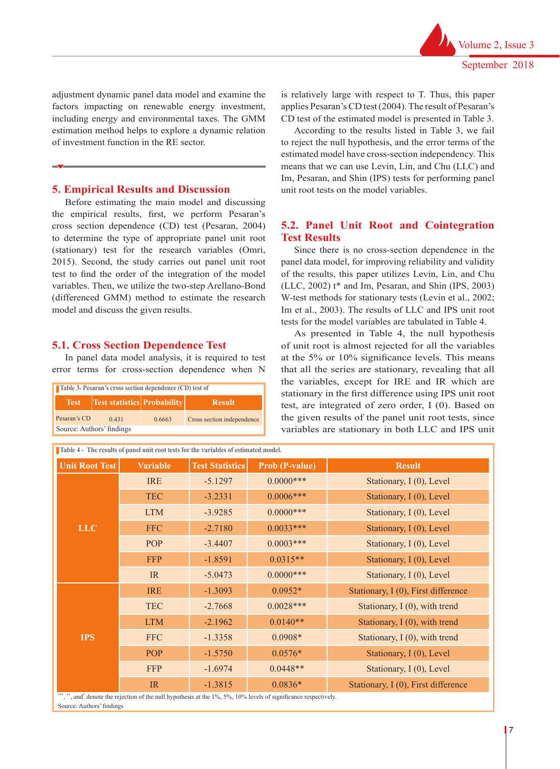adjustment dynamic panel data model and examine the factors impacting on renewable energy investment, including energy and environmental taxes. The GMM estimation method helps to explore a dynamic relation of investment function in the RE sector.

## 5. Empirical Results and Discussion

Before estimating the main model and discussing the empirical results, first, we perform Pesaran's cross section dependence (CD) test (Pesaran, 2004) to determine the type of appropriate panel unit root (stationary) test for the research variables (Omri, 2015). Second, the study carries out panel unit root test to find the order of the integration of the model variables. Then, we utilize the two-step Arellano-Bond (differenced GMM) method to estimate the research model and discuss the given results.

### 5.1. Cross Section Dependence Test

In panel data model analysis, it is required to test error terms for cross-section dependence when N is relatively large with respect to T. Thus, this paper applies Pesaran's CD test (2004). The result of Pesaran's CD test of the estimated model is presented in Table 3.

Table 3- Pesaran's cross section dependence (CD) test of

| Test | Test statistics | Probability | Result |
|---|---|---|---|
| Pesaran's CD | 0.431 | 0.6663 | Cross section independence |

Source: Authors' findings

According to the results listed in Table 3, we fail to reject the null hypothesis, and the error terms of the estimated model have cross-section independency. This means that we can use Levin, Lin, and Chu (LLC) and Im, Pesaran, and Shin (IPS) tests for performing panel unit root tests on the model variables.

### 5.2. Panel Unit Root and Cointegration Test Results

Since there is no cross-section dependence in the panel data model, for improving reliability and validity of the results, this paper utilizes Levin, Lin, and Chu (LLC, 2002) t* and Im, Pesaran, and Shin (IPS, 2003) W-test methods for stationary tests (Levin et al., 2002; Im et al., 2003). The results of LLC and IPS unit root tests for the model variables are tabulated in Table 4.

As presented in Table 4, the null hypothesis of unit root is almost rejected for all the variables at the 5% or 10% significance levels. This means that all the series are stationary, revealing that all the variables, except for IRE and IR which are stationary in the first difference using IPS unit root test, are integrated of zero order, I (0). Based on the given results of the panel unit root tests, since variables are stationary in both LLC and IPS unit

Table 4 - The results of panel unit root tests for the variables of estimated model.

| Unit Root Test | Variable | Test Statistics | Prob (P-value) | Result |
|---|---|---|---|---|
| LLC | IRE | -5.1297 | 0.0000*** | Stationary, I (0), Level |
| | TEC | -3.2331 | 0.0006*** | Stationary, I (0), Level |
| | LTM | -3.9285 | 0.0000*** | Stationary, I (0), Level |
| | FFC | -2.7180 | 0.0033*** | Stationary, I (0), Level |
| | POP | -3.4407 | 0.0003*** | Stationary, I (0), Level |
| | FFP | -1.8591 | 0.0315** | Stationary, I (0), Level |
| | IR | -5.0473 | 0.0000*** | Stationary, I (0), Level |
| IPS | IRE | -1.3093 | 0.0952* | Stationary, I (0), First difference |
| | TEC | -2.7668 | 0.0028*** | Stationary, I (0), with trend |
| | LTM | -2.1962 | 0.0140** | Stationary, I (0), with trend |
| | FFC | -1.3358 | 0.0908* | Stationary, I (0), with trend |
| | POP | -1.5750 | 0.0576* | Stationary, I (0), Level |
| | FFP | -1.6974 | 0.0448** | Stationary, I (0), Level |
| | IR | -1.3815 | 0.0836* | Stationary, I (0), First difference |

***, **, and * denote the rejection of the null hypothesis at the 1%, 5%, 10% levels of significance respectively.

Source: Authors' findings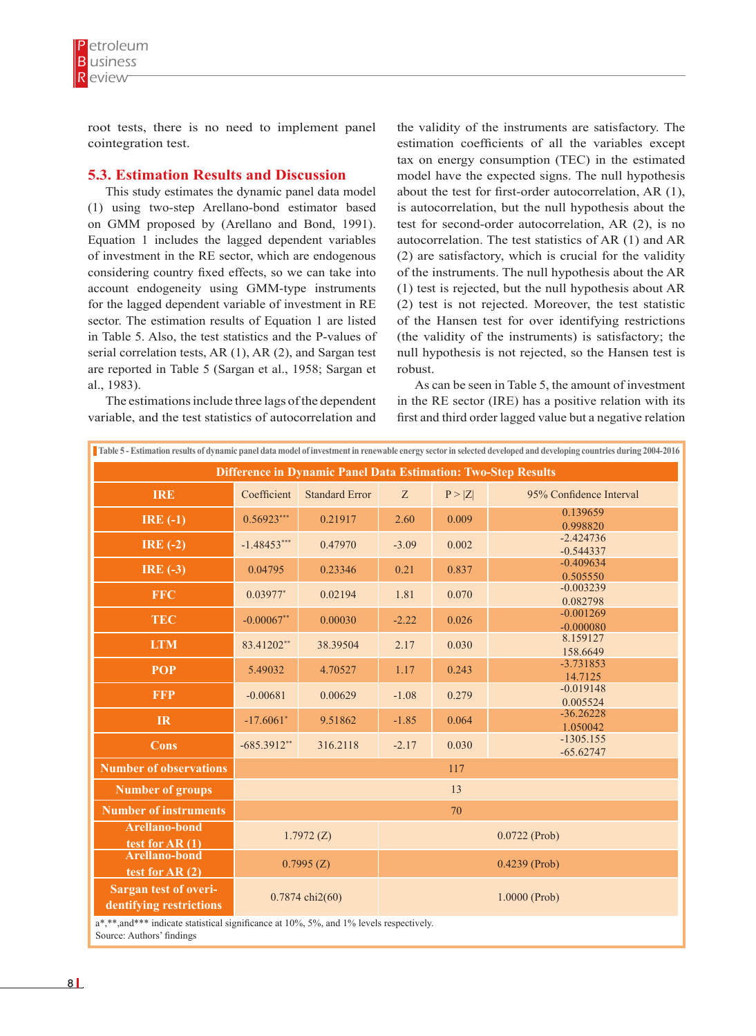root tests, there is no need to implement panel cointegration test.

## 5.3. Estimation Results and Discussion

This study estimates the dynamic panel data model (1) using two-step Arellano-bond estimator based on GMM proposed by (Arellano and Bond, 1991). Equation 1 includes the lagged dependent variables of investment in the RE sector, which are endogenous considering country fixed effects, so we can take into account endogeneity using GMM-type instruments for the lagged dependent variable of investment in RE sector. The estimation results of Equation 1 are listed in Table 5. Also, the test statistics and the P-values of serial correlation tests, AR (1), AR (2), and Sargan test are reported in Table 5 (Sargan et al., 1958; Sargan et al., 1983).

The estimations include three lags of the dependent variable, and the test statistics of autocorrelation and the validity of the instruments are satisfactory. The estimation coefficients of all the variables except tax on energy consumption (TEC) in the estimated model have the expected signs. The null hypothesis about the test for first-order autocorrelation, AR (1), is autocorrelation, but the null hypothesis about the test for second-order autocorrelation, AR (2), is no autocorrelation. The test statistics of AR (1) and AR (2) are satisfactory, which is crucial for the validity of the instruments. The null hypothesis about the AR (1) test is rejected, but the null hypothesis about AR (2) test is not rejected. Moreover, the test statistic of the Hansen test for over identifying restrictions (the validity of the instruments) is satisfactory; the null hypothesis is not rejected, so the Hansen test is robust.

As can be seen in Table 5, the amount of investment in the RE sector (IRE) has a positive relation with its first and third order lagged value but a negative relation

Table 5 - Estimation results of dynamic panel data model of investment in renewable energy sector in selected developed and developing countries during 2004-2016

| Difference in Dynamic Panel Data Estimation: Two-Step Results | | | | | |
|---|---|---|---|---|---|
| IRE | Coefficient | Standard Error | Z | P > \|Z\| | 95% Confidence Interval |
| IRE (-1) | 0.56923*** | 0.21917 | 2.60 | 0.009 | 0.139659 0.998820 |
| IRE (-2) | -1.48453*** | 0.47970 | -3.09 | 0.002 | -2.424736 -0.544337 |
| IRE (-3) | 0.04795 | 0.23346 | 0.21 | 0.837 | -0.409634 0.505550 |
| FFC | 0.03977* | 0.02194 | 1.81 | 0.070 | -0.003239 0.082798 |
| TEC | -0.00067** | 0.00030 | -2.22 | 0.026 | -0.001269 -0.000080 |
| LTM | 83.41202** | 38.39504 | 2.17 | 0.030 | 8.159127 158.6649 |
| POP | 5.49032 | 4.70527 | 1.17 | 0.243 | -3.731853 14.7125 |
| FFP | -0.00681 | 0.00629 | -1.08 | 0.279 | -0.019148 0.005524 |
| IR | -17.6061* | 9.51862 | -1.85 | 0.064 | -36.26228 1.050042 |
| Cons | -685.3912** | 316.2118 | -2.17 | 0.030 | -1305.155 -65.62747 |
| Number of observations | 117 | | | | |
| Number of groups | 13 | | | | |
| Number of instruments | 70 | | | | |
| Arellano-bond test for AR (1) | 1.7972 (Z) | | 0.0722 (Prob) | | |
| Arellano-bond test for AR (2) | 0.7995 (Z) | | 0.4239 (Prob) | | |
| Sargan test of overidentifying restrictions | 0.7874 chi2(60) | | 1.0000 (Prob) | | |

a*,**,and*** indicate statistical significance at 10%, 5%, and 1% levels respectively.
Source: Authors' findings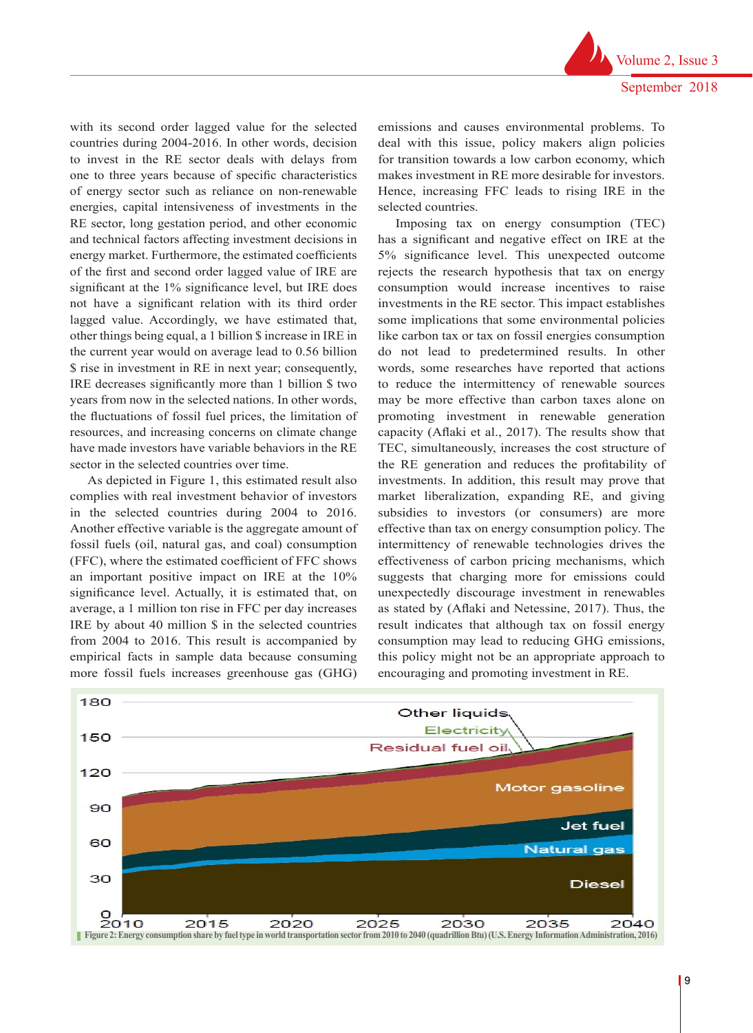with its second order lagged value for the selected countries during 2004-2016. In other words, decision to invest in the RE sector deals with delays from one to three years because of specific characteristics of energy sector such as reliance on non-renewable energies, capital intensiveness of investments in the RE sector, long gestation period, and other economic and technical factors affecting investment decisions in energy market. Furthermore, the estimated coefficients of the first and second order lagged value of IRE are significant at the 1% significance level, but IRE does not have a significant relation with its third order lagged value. Accordingly, we have estimated that, other things being equal, a 1 billion $ increase in IRE in the current year would on average lead to 0.56 billion $ rise in investment in RE in next year; consequently, IRE decreases significantly more than 1 billion $ two years from now in the selected nations. In other words, the fluctuations of fossil fuel prices, the limitation of resources, and increasing concerns on climate change have made investors have variable behaviors in the RE sector in the selected countries over time.

As depicted in Figure 1, this estimated result also complies with real investment behavior of investors in the selected countries during 2004 to 2016. Another effective variable is the aggregate amount of fossil fuels (oil, natural gas, and coal) consumption (FFC), where the estimated coefficient of FFC shows an important positive impact on IRE at the 10% significance level. Actually, it is estimated that, on average, a 1 million ton rise in FFC per day increases IRE by about 40 million $ in the selected countries from 2004 to 2016. This result is accompanied by empirical facts in sample data because consuming more fossil fuels increases greenhouse gas (GHG) emissions and causes environmental problems. To deal with this issue, policy makers align policies for transition towards a low carbon economy, which makes investment in RE more desirable for investors. Hence, increasing FFC leads to rising IRE in the selected countries.

Imposing tax on energy consumption (TEC) has a significant and negative effect on IRE at the 5% significance level. This unexpected outcome rejects the research hypothesis that tax on energy consumption would increase incentives to raise investments in the RE sector. This impact establishes some implications that some environmental policies like carbon tax or tax on fossil energies consumption do not lead to predetermined results. In other words, some researches have reported that actions to reduce the intermittency of renewable sources may be more effective than carbon taxes alone on promoting investment in renewable generation capacity (Aflaki et al., 2017). The results show that TEC, simultaneously, increases the cost structure of the RE generation and reduces the profitability of investments. In addition, this result may prove that market liberalization, expanding RE, and giving subsidies to investors (or consumers) are more effective than tax on energy consumption policy. The intermittency of renewable technologies drives the effectiveness of carbon pricing mechanisms, which suggests that charging more for emissions could unexpectedly discourage investment in renewables as stated by (Aflaki and Netessine, 2017). Thus, the result indicates that although tax on fossil energy consumption may lead to reducing GHG emissions, this policy might not be an appropriate approach to encouraging and promoting investment in RE.

**Figure 2: Energy consumption share by fuel type in world transportation sector from 2010 to 2040 (quadrillion Btu) (U.S. Energy Information Administration, 2016)**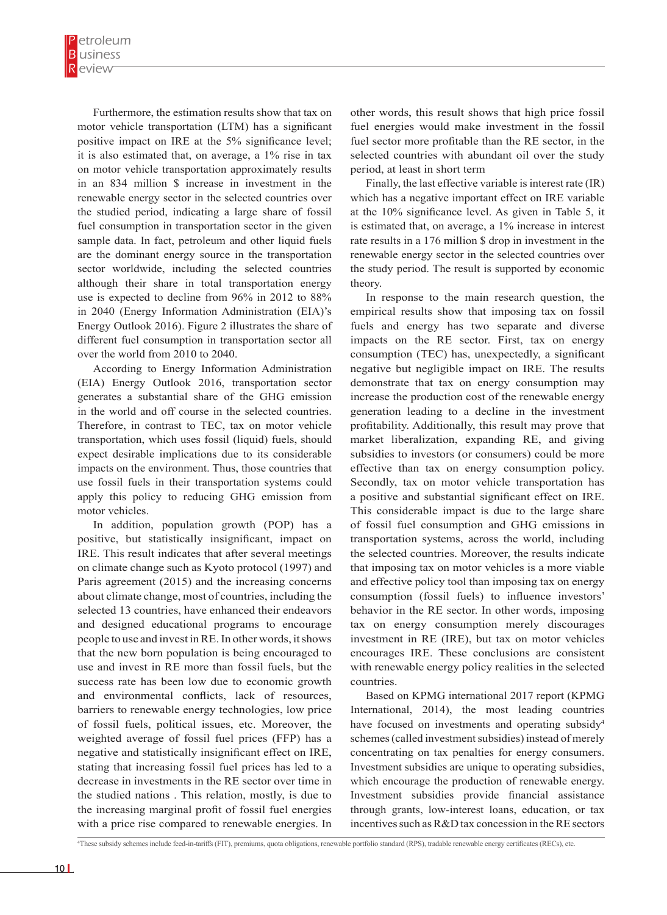Furthermore, the estimation results show that tax on motor vehicle transportation (LTM) has a significant positive impact on IRE at the 5% significance level; it is also estimated that, on average, a 1% rise in tax on motor vehicle transportation approximately results in an 834 million $ increase in investment in the renewable energy sector in the selected countries over the studied period, indicating a large share of fossil fuel consumption in transportation sector in the given sample data. In fact, petroleum and other liquid fuels are the dominant energy source in the transportation sector worldwide, including the selected countries although their share in total transportation energy use is expected to decline from 96% in 2012 to 88% in 2040 (Energy Information Administration (EIA)'s Energy Outlook 2016). Figure 2 illustrates the share of different fuel consumption in transportation sector all over the world from 2010 to 2040.

According to Energy Information Administration (EIA) Energy Outlook 2016, transportation sector generates a substantial share of the GHG emission in the world and off course in the selected countries. Therefore, in contrast to TEC, tax on motor vehicle transportation, which uses fossil (liquid) fuels, should expect desirable implications due to its considerable impacts on the environment. Thus, those countries that use fossil fuels in their transportation systems could apply this policy to reducing GHG emission from motor vehicles.

In addition, population growth (POP) has a positive, but statistically insignificant, impact on IRE. This result indicates that after several meetings on climate change such as Kyoto protocol (1997) and Paris agreement (2015) and the increasing concerns about climate change, most of countries, including the selected 13 countries, have enhanced their endeavors and designed educational programs to encourage people to use and invest in RE. In other words, it shows that the new born population is being encouraged to use and invest in RE more than fossil fuels, but the success rate has been low due to economic growth and environmental conflicts, lack of resources, barriers to renewable energy technologies, low price of fossil fuels, political issues, etc. Moreover, the weighted average of fossil fuel prices (FFP) has a negative and statistically insignificant effect on IRE, stating that increasing fossil fuel prices has led to a decrease in investments in the RE sector over time in the studied nations . This relation, mostly, is due to the increasing marginal profit of fossil fuel energies with a price rise compared to renewable energies. In other words, this result shows that high price fossil fuel energies would make investment in the fossil fuel sector more profitable than the RE sector, in the selected countries with abundant oil over the study period, at least in short term

Finally, the last effective variable is interest rate (IR) which has a negative important effect on IRE variable at the 10% significance level. As given in Table 5, it is estimated that, on average, a 1% increase in interest rate results in a 176 million $ drop in investment in the renewable energy sector in the selected countries over the study period. The result is supported by economic theory.

In response to the main research question, the empirical results show that imposing tax on fossil fuels and energy has two separate and diverse impacts on the RE sector. First, tax on energy consumption (TEC) has, unexpectedly, a significant negative but negligible impact on IRE. The results demonstrate that tax on energy consumption may increase the production cost of the renewable energy generation leading to a decline in the investment profitability. Additionally, this result may prove that market liberalization, expanding RE, and giving subsidies to investors (or consumers) could be more effective than tax on energy consumption policy. Secondly, tax on motor vehicle transportation has a positive and substantial significant effect on IRE. This considerable impact is due to the large share of fossil fuel consumption and GHG emissions in transportation systems, across the world, including the selected countries. Moreover, the results indicate that imposing tax on motor vehicles is a more viable and effective policy tool than imposing tax on energy consumption (fossil fuels) to influence investors' behavior in the RE sector. In other words, imposing tax on energy consumption merely discourages investment in RE (IRE), but tax on motor vehicles encourages IRE. These conclusions are consistent with renewable energy policy realities in the selected countries.

Based on KPMG international 2017 report (KPMG International, 2014), the most leading countries have focused on investments and operating subsidy[4] schemes (called investment subsidies) instead of merely concentrating on tax penalties for energy consumers. Investment subsidies are unique to operating subsidies, which encourage the production of renewable energy. Investment subsidies provide financial assistance through grants, low-interest loans, education, or tax incentives such as R&D tax concession in the RE sectors

[4]These subsidy schemes include feed-in-tariffs (FIT), premiums, quota obligations, renewable portfolio standard (RPS), tradable renewable energy certificates (RECs), etc.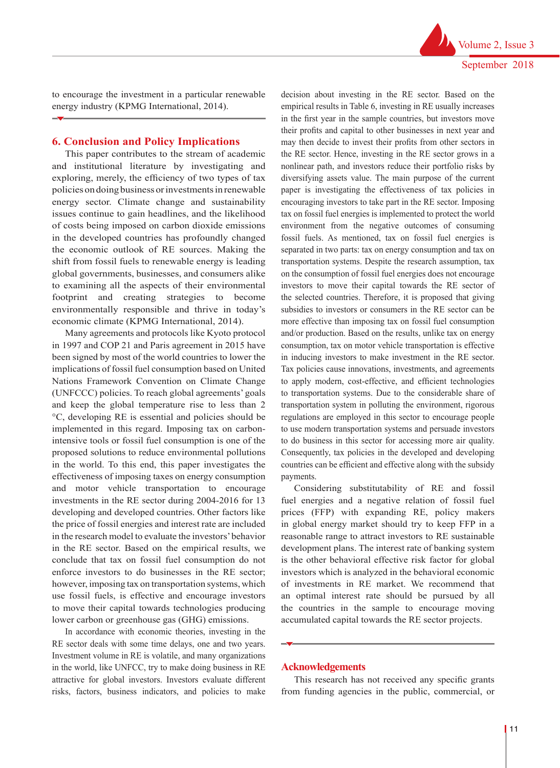to encourage the investment in a particular renewable energy industry (KPMG International, 2014).

## 6. Conclusion and Policy Implications

This paper contributes to the stream of academic and institutional literature by investigating and exploring, merely, the efficiency of two types of tax policies on doing business or investments in renewable energy sector. Climate change and sustainability issues continue to gain headlines, and the likelihood of costs being imposed on carbon dioxide emissions in the developed countries has profoundly changed the economic outlook of RE sources. Making the shift from fossil fuels to renewable energy is leading global governments, businesses, and consumers alike to examining all the aspects of their environmental footprint and creating strategies to become environmentally responsible and thrive in today's economic climate (KPMG International, 2014).

Many agreements and protocols like Kyoto protocol in 1997 and COP 21 and Paris agreement in 2015 have been signed by most of the world countries to lower the implications of fossil fuel consumption based on United Nations Framework Convention on Climate Change (UNFCCC) policies. To reach global agreements' goals and keep the global temperature rise to less than 2 °C, developing RE is essential and policies should be implemented in this regard. Imposing tax on carbon-intensive tools or fossil fuel consumption is one of the proposed solutions to reduce environmental pollutions in the world. To this end, this paper investigates the effectiveness of imposing taxes on energy consumption and motor vehicle transportation to encourage investments in the RE sector during 2004-2016 for 13 developing and developed countries. Other factors like the price of fossil energies and interest rate are included in the research model to evaluate the investors' behavior in the RE sector. Based on the empirical results, we conclude that tax on fossil fuel consumption do not enforce investors to do businesses in the RE sector; however, imposing tax on transportation systems, which use fossil fuels, is effective and encourage investors to move their capital towards technologies producing lower carbon or greenhouse gas (GHG) emissions.

In accordance with economic theories, investing in the RE sector deals with some time delays, one and two years. Investment volume in RE is volatile, and many organizations in the world, like UNFCC, try to make doing business in RE attractive for global investors. Investors evaluate different risks, factors, business indicators, and policies to make decision about investing in the RE sector. Based on the empirical results in Table 6, investing in RE usually increases in the first year in the sample countries, but investors move their profits and capital to other businesses in next year and may then decide to invest their profits from other sectors in the RE sector. Hence, investing in the RE sector grows in a nonlinear path, and investors reduce their portfolio risks by diversifying assets value. The main purpose of the current paper is investigating the effectiveness of tax policies in encouraging investors to take part in the RE sector. Imposing tax on fossil fuel energies is implemented to protect the world environment from the negative outcomes of consuming fossil fuels. As mentioned, tax on fossil fuel energies is separated in two parts: tax on energy consumption and tax on transportation systems. Despite the research assumption, tax on the consumption of fossil fuel energies does not encourage investors to move their capital towards the RE sector of the selected countries. Therefore, it is proposed that giving subsidies to investors or consumers in the RE sector can be more effective than imposing tax on fossil fuel consumption and/or production. Based on the results, unlike tax on energy consumption, tax on motor vehicle transportation is effective in inducing investors to make investment in the RE sector. Tax policies cause innovations, investments, and agreements to apply modern, cost-effective, and efficient technologies to transportation systems. Due to the considerable share of transportation system in polluting the environment, rigorous regulations are employed in this sector to encourage people to use modern transportation systems and persuade investors to do business in this sector for accessing more air quality. Consequently, tax policies in the developed and developing countries can be efficient and effective along with the subsidy payments.

Considering substitutability of RE and fossil fuel energies and a negative relation of fossil fuel prices (FFP) with expanding RE, policy makers in global energy market should try to keep FFP in a reasonable range to attract investors to RE sustainable development plans. The interest rate of banking system is the other behavioral effective risk factor for global investors which is analyzed in the behavioral economic of investments in RE market. We recommend that an optimal interest rate should be pursued by all the countries in the sample to encourage moving accumulated capital towards the RE sector projects.

## Acknowledgements

This research has not received any specific grants from funding agencies in the public, commercial, or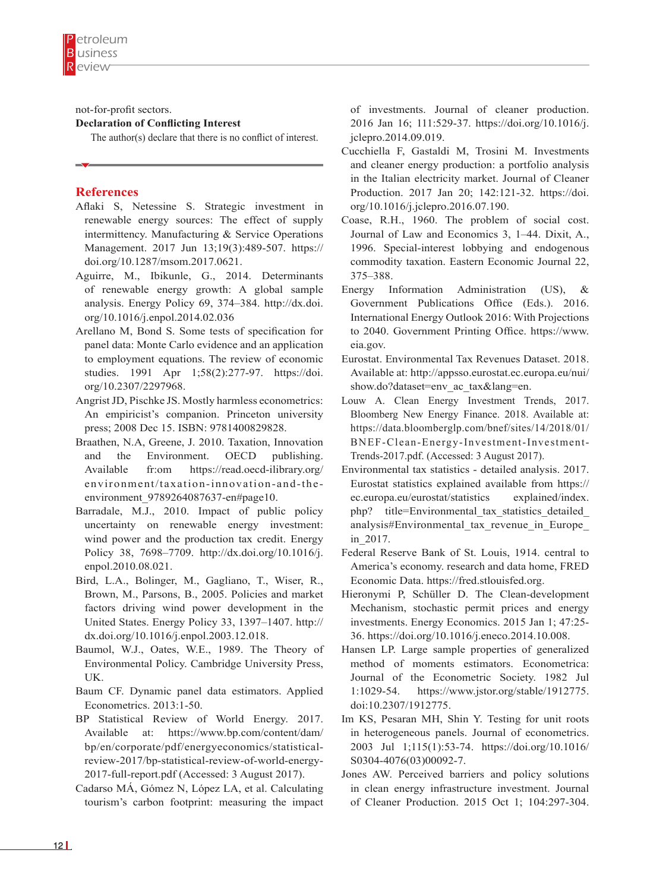not-for-profit sectors.

**Declaration of Conflicting Interest**

The author(s) declare that there is no conflict of interest.

## References

Aflaki S, Netessine S. Strategic investment in renewable energy sources: The effect of supply intermittency. Manufacturing & Service Operations Management. 2017 Jun 13;19(3):489-507. https://doi.org/10.1287/msom.2017.0621.

Aguirre, M., Ibikunle, G., 2014. Determinants of renewable energy growth: A global sample analysis. Energy Policy 69, 374–384. http://dx.doi.org/10.1016/j.enpol.2014.02.036

Arellano M, Bond S. Some tests of specification for panel data: Monte Carlo evidence and an application to employment equations. The review of economic studies. 1991 Apr 1;58(2):277-97. https://doi.org/10.2307/2297968.

Angrist JD, Pischke JS. Mostly harmless econometrics: An empiricist's companion. Princeton university press; 2008 Dec 15. ISBN: 9781400829828.

Braathen, N.A, Greene, J. 2010. Taxation, Innovation and the Environment. OECD publishing. Available fr:om https://read.oecd-ilibrary.org/environment/taxation-innovation-and-the-environment_9789264087637-en#page10.

Barradale, M.J., 2010. Impact of public policy uncertainty on renewable energy investment: wind power and the production tax credit. Energy Policy 38, 7698–7709. http://dx.doi.org/10.1016/j.enpol.2010.08.021.

Bird, L.A., Bolinger, M., Gagliano, T., Wiser, R., Brown, M., Parsons, B., 2005. Policies and market factors driving wind power development in the United States. Energy Policy 33, 1397–1407. http://dx.doi.org/10.1016/j.enpol.2003.12.018.

Baumol, W.J., Oates, W.E., 1989. The Theory of Environmental Policy. Cambridge University Press, UK.

Baum CF. Dynamic panel data estimators. Applied Econometrics. 2013:1-50.

BP Statistical Review of World Energy. 2017. Available at: https://www.bp.com/content/dam/bp/en/corporate/pdf/energyeconomics/statistical-review-2017/bp-statistical-review-of-world-energy-2017-full-report.pdf (Accessed: 3 August 2017).

Cadarso MÁ, Gómez N, López LA, et al. Calculating tourism's carbon footprint: measuring the impact of investments. Journal of cleaner production. 2016 Jan 16; 111:529-37. https://doi.org/10.1016/j.jclepro.2014.09.019.

Cucchiella F, Gastaldi M, Trosini M. Investments and cleaner energy production: a portfolio analysis in the Italian electricity market. Journal of Cleaner Production. 2017 Jan 20; 142:121-32. https://doi.org/10.1016/j.jclepro.2016.07.190.

Coase, R.H., 1960. The problem of social cost. Journal of Law and Economics 3, 1–44. Dixit, A., 1996. Special-interest lobbying and endogenous commodity taxation. Eastern Economic Journal 22, 375–388.

Energy Information Administration (US), & Government Publications Office (Eds.). 2016. International Energy Outlook 2016: With Projections to 2040. Government Printing Office. https://www.eia.gov.

Eurostat. Environmental Tax Revenues Dataset. 2018. Available at: http://appsso.eurostat.ec.europa.eu/nui/show.do?dataset=env_ac_tax&lang=en.

Louw A. Clean Energy Investment Trends, 2017. Bloomberg New Energy Finance. 2018. Available at: https://data.bloomberglp.com/bnef/sites/14/2018/01/BNEF-Clean-Energy-Investment-Investment-Trends-2017.pdf. (Accessed: 3 August 2017).

Environmental tax statistics - detailed analysis. 2017. Eurostat statistics explained available from https://ec.europa.eu/eurostat/statistics explained/index.php? title=Environmental_tax_statistics_detailed_analysis#Environmental_tax_revenue_in_Europe_in_2017.

Federal Reserve Bank of St. Louis, 1914. central to America's economy. research and data home, FRED Economic Data. https://fred.stlouisfed.org.

Hieronymi P, Schüller D. The Clean-development Mechanism, stochastic permit prices and energy investments. Energy Economics. 2015 Jan 1; 47:25-36. https://doi.org/10.1016/j.eneco.2014.10.008.

Hansen LP. Large sample properties of generalized method of moments estimators. Econometrica: Journal of the Econometric Society. 1982 Jul 1:1029-54. https://www.jstor.org/stable/1912775. doi:10.2307/1912775.

Im KS, Pesaran MH, Shin Y. Testing for unit roots in heterogeneous panels. Journal of econometrics. 2003 Jul 1;115(1):53-74. https://doi.org/10.1016/S0304-4076(03)00092-7.

Jones AW. Perceived barriers and policy solutions in clean energy infrastructure investment. Journal of Cleaner Production. 2015 Oct 1; 104:297-304.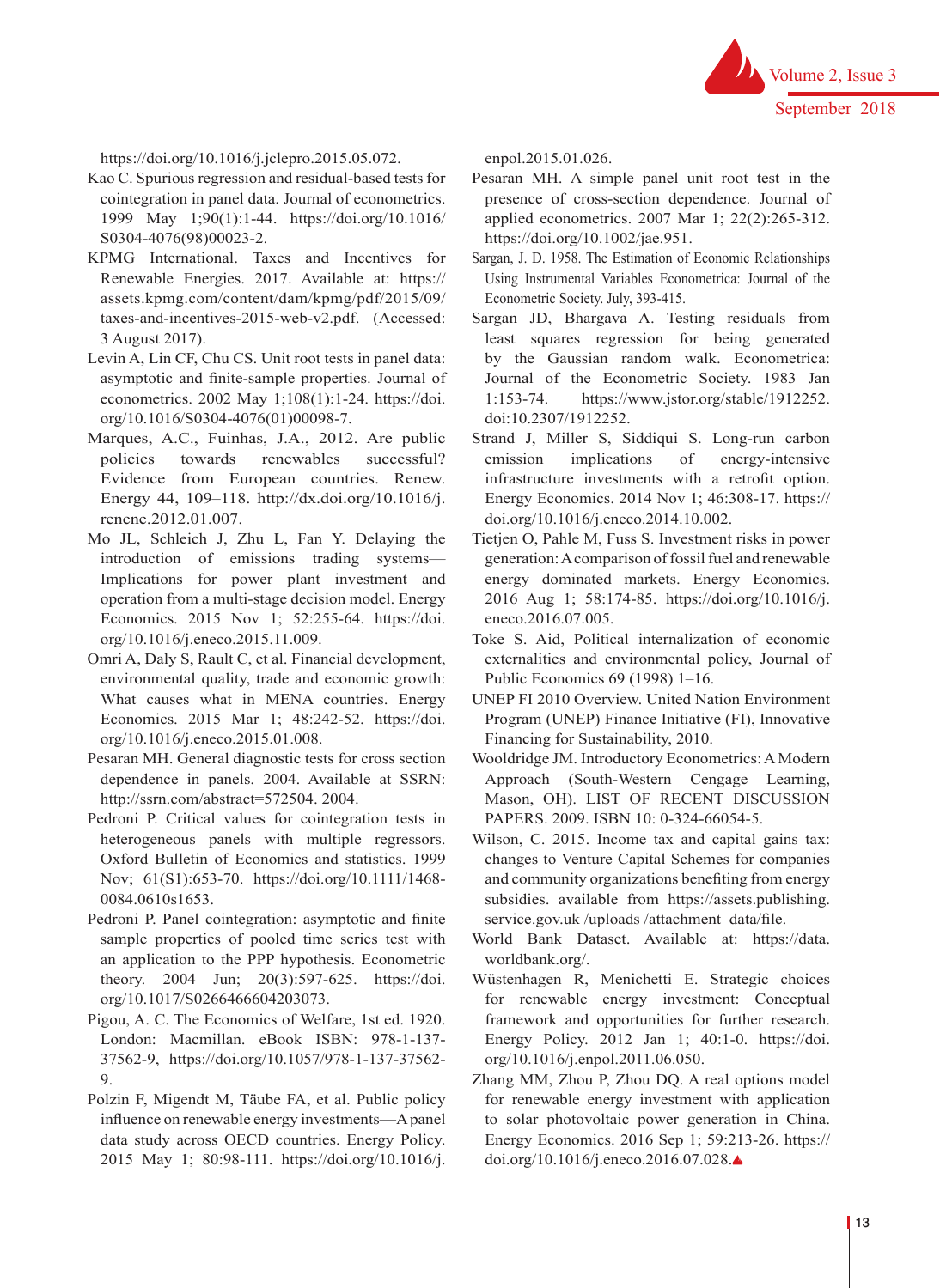https://doi.org/10.1016/j.jclepro.2015.05.072.

Kao C. Spurious regression and residual-based tests for cointegration in panel data. Journal of econometrics. 1999 May 1;90(1):1-44. https://doi.org/10.1016/S0304-4076(98)00023-2.

KPMG International. Taxes and Incentives for Renewable Energies. 2017. Available at: https://assets.kpmg.com/content/dam/kpmg/pdf/2015/09/taxes-and-incentives-2015-web-v2.pdf. (Accessed: 3 August 2017).

Levin A, Lin CF, Chu CS. Unit root tests in panel data: asymptotic and finite-sample properties. Journal of econometrics. 2002 May 1;108(1):1-24. https://doi.org/10.1016/S0304-4076(01)00098-7.

Marques, A.C., Fuinhas, J.A., 2012. Are public policies towards renewables successful? Evidence from European countries. Renew. Energy 44, 109–118. http://dx.doi.org/10.1016/j.renene.2012.01.007.

Mo JL, Schleich J, Zhu L, Fan Y. Delaying the introduction of emissions trading systems—Implications for power plant investment and operation from a multi-stage decision model. Energy Economics. 2015 Nov 1; 52:255-64. https://doi.org/10.1016/j.eneco.2015.11.009.

Omri A, Daly S, Rault C, et al. Financial development, environmental quality, trade and economic growth: What causes what in MENA countries. Energy Economics. 2015 Mar 1; 48:242-52. https://doi.org/10.1016/j.eneco.2015.01.008.

Pesaran MH. General diagnostic tests for cross section dependence in panels. 2004. Available at SSRN: http://ssrn.com/abstract=572504. 2004.

Pedroni P. Critical values for cointegration tests in heterogeneous panels with multiple regressors. Oxford Bulletin of Economics and statistics. 1999 Nov; 61(S1):653-70. https://doi.org/10.1111/1468-0084.0610s1653.

Pedroni P. Panel cointegration: asymptotic and finite sample properties of pooled time series test with an application to the PPP hypothesis. Econometric theory. 2004 Jun; 20(3):597-625. https://doi.org/10.1017/S0266466604203073.

Pigou, A. C. The Economics of Welfare, 1st ed. 1920. London: Macmillan. eBook ISBN: 978-1-137-37562-9, https://doi.org/10.1057/978-1-137-37562-9.

Polzin F, Migendt M, Täube FA, et al. Public policy influence on renewable energy investments—A panel data study across OECD countries. Energy Policy. 2015 May 1; 80:98-111. https://doi.org/10.1016/j.enpol.2015.01.026.

Pesaran MH. A simple panel unit root test in the presence of cross-section dependence. Journal of applied econometrics. 2007 Mar 1; 22(2):265-312. https://doi.org/10.1002/jae.951.

Sargan, J. D. 1958. The Estimation of Economic Relationships Using Instrumental Variables Econometrica: Journal of the Econometric Society. July, 393-415.

Sargan JD, Bhargava A. Testing residuals from least squares regression for being generated by the Gaussian random walk. Econometrica: Journal of the Econometric Society. 1983 Jan 1:153-74. https://www.jstor.org/stable/1912252. doi:10.2307/1912252.

Strand J, Miller S, Siddiqui S. Long-run carbon emission implications of energy-intensive infrastructure investments with a retrofit option. Energy Economics. 2014 Nov 1; 46:308-17. https://doi.org/10.1016/j.eneco.2014.10.002.

Tietjen O, Pahle M, Fuss S. Investment risks in power generation: A comparison of fossil fuel and renewable energy dominated markets. Energy Economics. 2016 Aug 1; 58:174-85. https://doi.org/10.1016/j.eneco.2016.07.005.

Toke S. Aid, Political internalization of economic externalities and environmental policy, Journal of Public Economics 69 (1998) 1–16.

UNEP FI 2010 Overview. United Nation Environment Program (UNEP) Finance Initiative (FI), Innovative Financing for Sustainability, 2010.

Wooldridge JM. Introductory Econometrics: A Modern Approach (South-Western Cengage Learning, Mason, OH). LIST OF RECENT DISCUSSION PAPERS. 2009. ISBN 10: 0-324-66054-5.

Wilson, C. 2015. Income tax and capital gains tax: changes to Venture Capital Schemes for companies and community organizations benefiting from energy subsidies. available from https://assets.publishing.service.gov.uk /uploads /attachment_data/file.

World Bank Dataset. Available at: https://data.worldbank.org/.

Wüstenhagen R, Menichetti E. Strategic choices for renewable energy investment: Conceptual framework and opportunities for further research. Energy Policy. 2012 Jan 1; 40:1-0. https://doi.org/10.1016/j.enpol.2011.06.050.

Zhang MM, Zhou P, Zhou DQ. A real options model for renewable energy investment with application to solar photovoltaic power generation in China. Energy Economics. 2016 Sep 1; 59:213-26. https://doi.org/10.1016/j.eneco.2016.07.028.